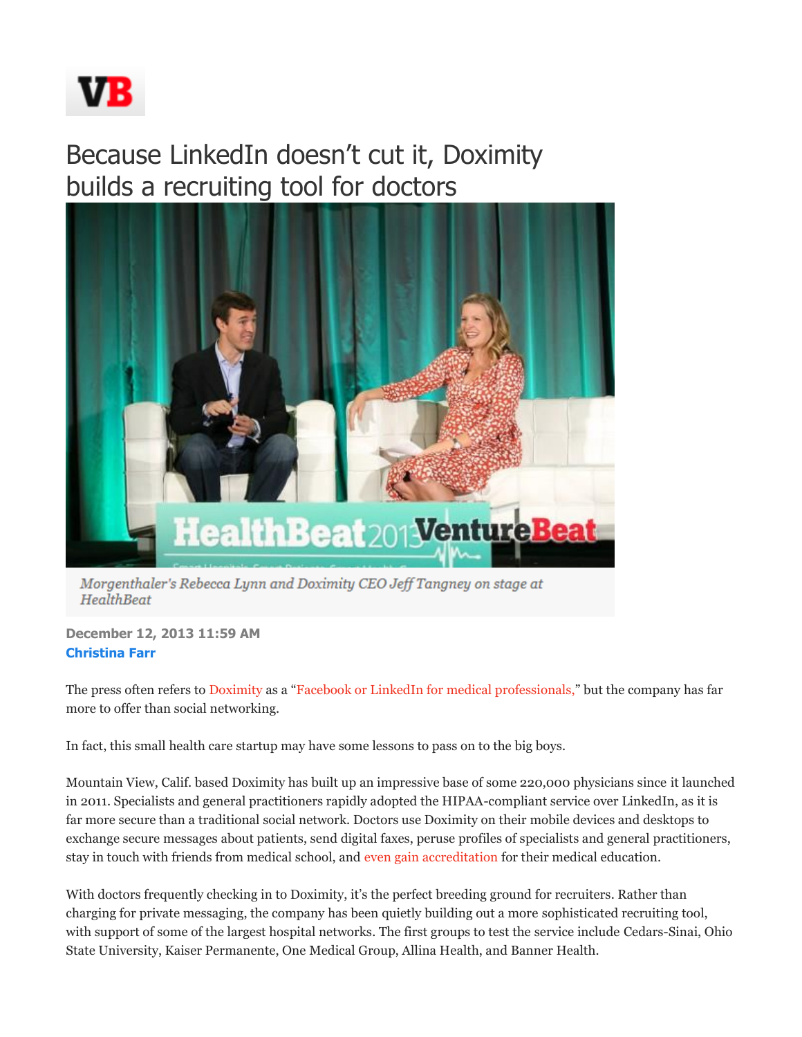# Because LinkedIn doesn't cut it, Doximity builds a recruiting tool for doctors

*Morgenthaler's Rebecca Lynn and Doximity CEO Jeff Tangney on stage at HealthBeat*

**December 12, 2013 11:59 AM**
**Christina Farr**

The press often refers to Doximity as a "Facebook or LinkedIn for medical professionals," but the company has far more to offer than social networking.

In fact, this small health care startup may have some lessons to pass on to the big boys.

Mountain View, Calif. based Doximity has built up an impressive base of some 220,000 physicians since it launched in 2011. Specialists and general practitioners rapidly adopted the HIPAA-compliant service over LinkedIn, as it is far more secure than a traditional social network. Doctors use Doximity on their mobile devices and desktops to exchange secure messages about patients, send digital faxes, peruse profiles of specialists and general practitioners, stay in touch with friends from medical school, and even gain accreditation for their medical education.

With doctors frequently checking in to Doximity, it's the perfect breeding ground for recruiters. Rather than charging for private messaging, the company has been quietly building out a more sophisticated recruiting tool, with support of some of the largest hospital networks. The first groups to test the service include Cedars-Sinai, Ohio State University, Kaiser Permanente, One Medical Group, Allina Health, and Banner Health.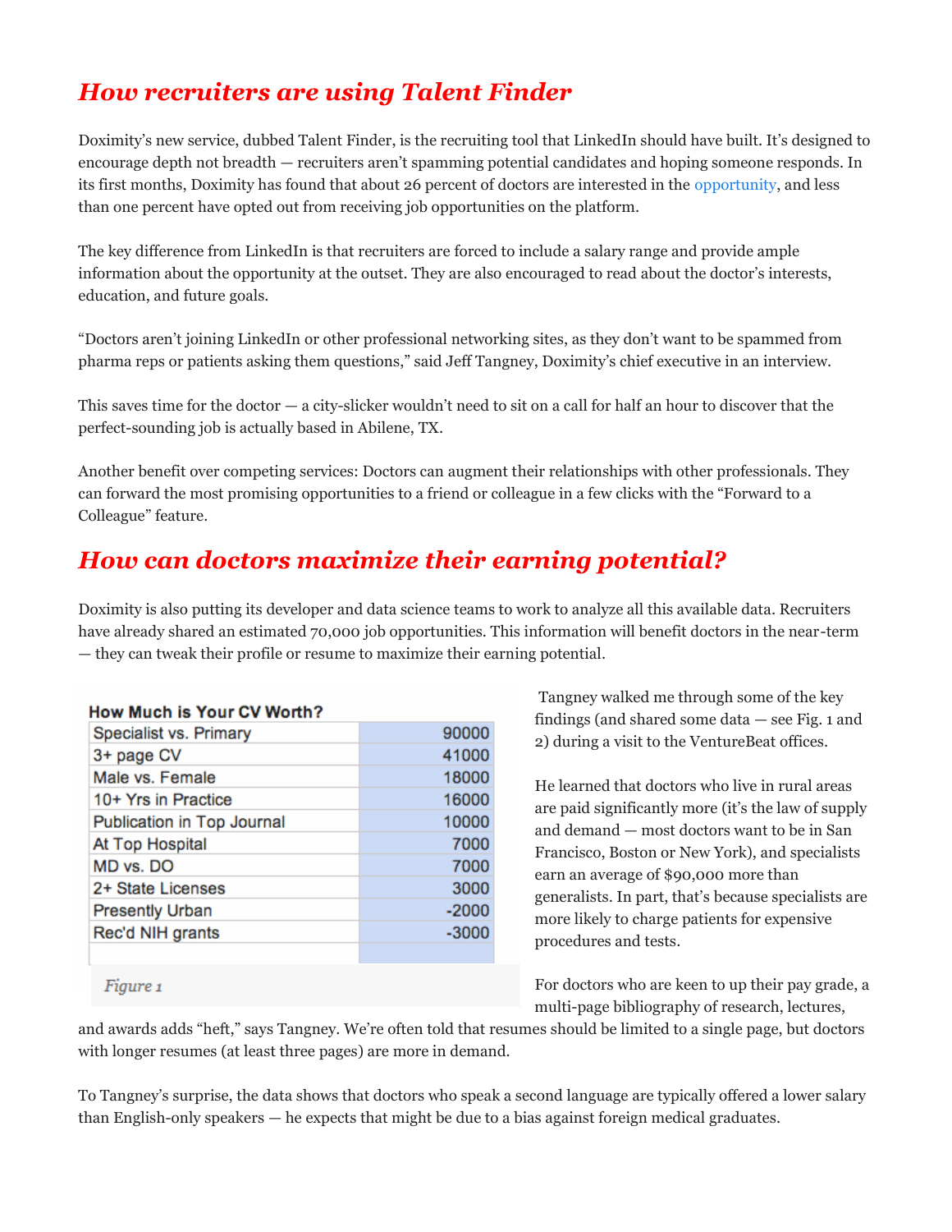## *How recruiters are using Talent Finder*

Doximity's new service, dubbed Talent Finder, is the recruiting tool that LinkedIn should have built. It's designed to encourage depth not breadth — recruiters aren't spamming potential candidates and hoping someone responds. In its first months, Doximity has found that about 26 percent of doctors are interested in the opportunity, and less than one percent have opted out from receiving job opportunities on the platform.

The key difference from LinkedIn is that recruiters are forced to include a salary range and provide ample information about the opportunity at the outset. They are also encouraged to read about the doctor's interests, education, and future goals.

"Doctors aren't joining LinkedIn or other professional networking sites, as they don't want to be spammed from pharma reps or patients asking them questions," said Jeff Tangney, Doximity's chief executive in an interview.

This saves time for the doctor — a city-slicker wouldn't need to sit on a call for half an hour to discover that the perfect-sounding job is actually based in Abilene, TX.

Another benefit over competing services: Doctors can augment their relationships with other professionals. They can forward the most promising opportunities to a friend or colleague in a few clicks with the "Forward to a Colleague" feature.

## *How can doctors maximize their earning potential?*

Doximity is also putting its developer and data science teams to work to analyze all this available data. Recruiters have already shared an estimated 70,000 job opportunities. This information will benefit doctors in the near-term — they can tweak their profile or resume to maximize their earning potential.

**How Much is Your CV Worth?**

| | |
|---|---|
| Specialist vs. Primary | 90000 |
| 3+ page CV | 41000 |
| Male vs. Female | 18000 |
| 10+ Yrs in Practice | 16000 |
| Publication in Top Journal | 10000 |
| At Top Hospital | 7000 |
| MD vs. DO | 7000 |
| 2+ State Licenses | 3000 |
| Presently Urban | -2000 |
| Rec'd NIH grants | -3000 |

*Figure 1*

Tangney walked me through some of the key findings (and shared some data — see Fig. 1 and 2) during a visit to the VentureBeat offices.

He learned that doctors who live in rural areas are paid significantly more (it's the law of supply and demand — most doctors want to be in San Francisco, Boston or New York), and specialists earn an average of $90,000 more than generalists. In part, that's because specialists are more likely to charge patients for expensive procedures and tests.

For doctors who are keen to up their pay grade, a multi-page bibliography of research, lectures, and awards adds "heft," says Tangney. We're often told that resumes should be limited to a single page, but doctors with longer resumes (at least three pages) are more in demand.

To Tangney's surprise, the data shows that doctors who speak a second language are typically offered a lower salary than English-only speakers — he expects that might be due to a bias against foreign medical graduates.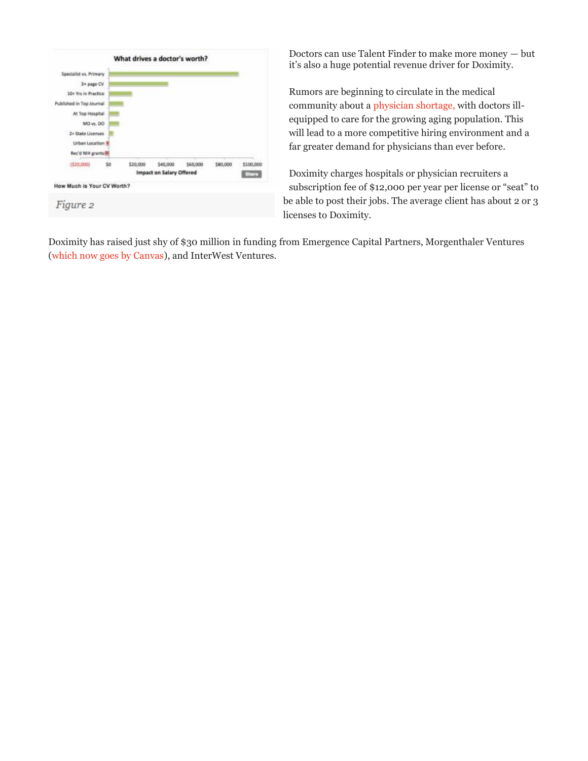What drives a doctor's worth?

Specialist vs. Primary
3+ page CV
10+ Yrs in Practice
Published in Top Journal
At Top Hospital
MD vs. DO
2+ State Licenses
Urban Location
Rec'd NIH grants

($20,000) $0 $20,000 $40,000 $60,000 $80,000 $100,000

Impact on Salary Offered

Share

How Much is Your CV Worth?

*Figure 2*

Doctors can use Talent Finder to make more money — but it's also a huge potential revenue driver for Doximity.

Rumors are beginning to circulate in the medical community about a physician shortage, with doctors ill-equipped to care for the growing aging population. This will lead to a more competitive hiring environment and a far greater demand for physicians than ever before.

Doximity charges hospitals or physician recruiters a subscription fee of $12,000 per year per license or "seat" to be able to post their jobs. The average client has about 2 or 3 licenses to Doximity.

Doximity has raised just shy of $30 million in funding from Emergence Capital Partners, Morgenthaler Ventures (which now goes by Canvas), and InterWest Ventures.